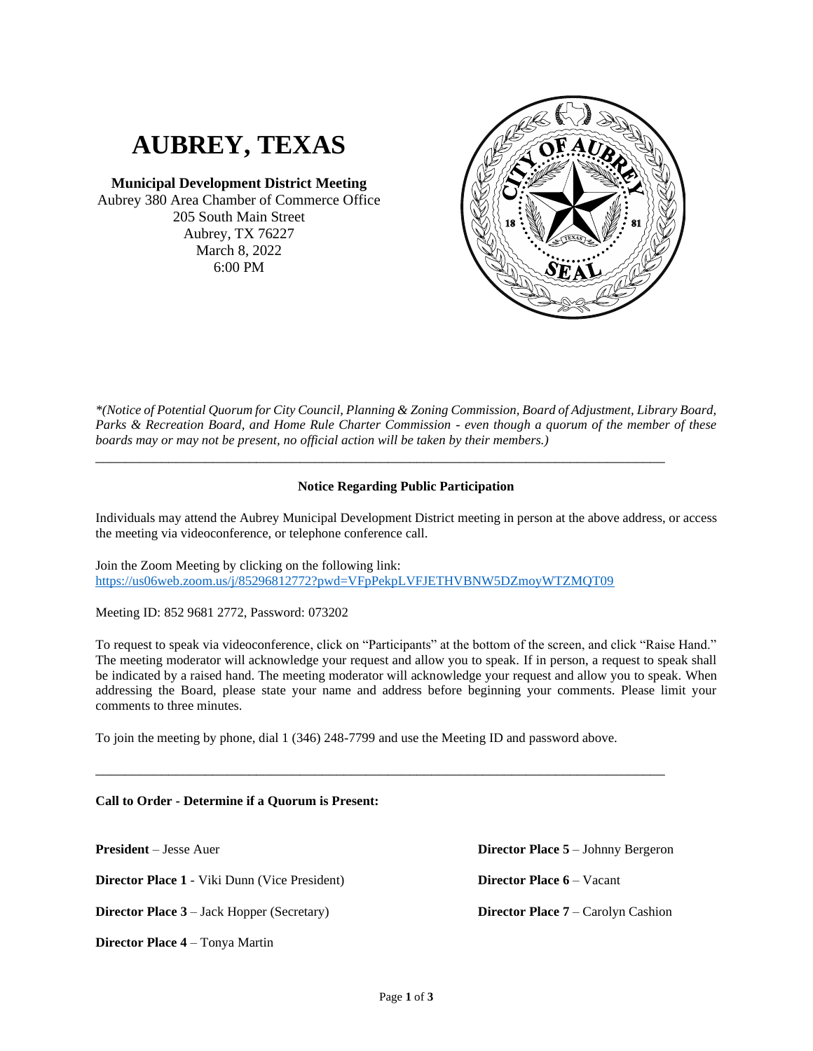# AUBREY, TEXAS

**Municipal Development District Meeting**
Aubrey 380 Area Chamber of Commerce Office
205 South Main Street
Aubrey, TX 76227
March 8, 2022
6:00 PM

*\*(Notice of Potential Quorum for City Council, Planning & Zoning Commission, Board of Adjustment, Library Board, Parks & Recreation Board, and Home Rule Charter Commission - even though a quorum of the member of these boards may or may not be present, no official action will be taken by their members.)*

---

**Notice Regarding Public Participation**

Individuals may attend the Aubrey Municipal Development District meeting in person at the above address, or access the meeting via videoconference, or telephone conference call.

Join the Zoom Meeting by clicking on the following link:
https://us06web.zoom.us/j/85296812772?pwd=VFpPekpLVFJETHVBNW5DZmoyWTZMQT09

Meeting ID: 852 9681 2772, Password: 073202

To request to speak via videoconference, click on "Participants" at the bottom of the screen, and click "Raise Hand." The meeting moderator will acknowledge your request and allow you to speak. If in person, a request to speak shall be indicated by a raised hand. The meeting moderator will acknowledge your request and allow you to speak. When addressing the Board, please state your name and address before beginning your comments. Please limit your comments to three minutes.

To join the meeting by phone, dial 1 (346) 248-7799 and use the Meeting ID and password above.

---

**Call to Order - Determine if a Quorum is Present:**

**President** – Jesse Auer

**Director Place 1** - Viki Dunn (Vice President)

**Director Place 3** – Jack Hopper (Secretary)

**Director Place 4** – Tonya Martin

**Director Place 5** – Johnny Bergeron

**Director Place 6** – Vacant

**Director Place 7** – Carolyn Cashion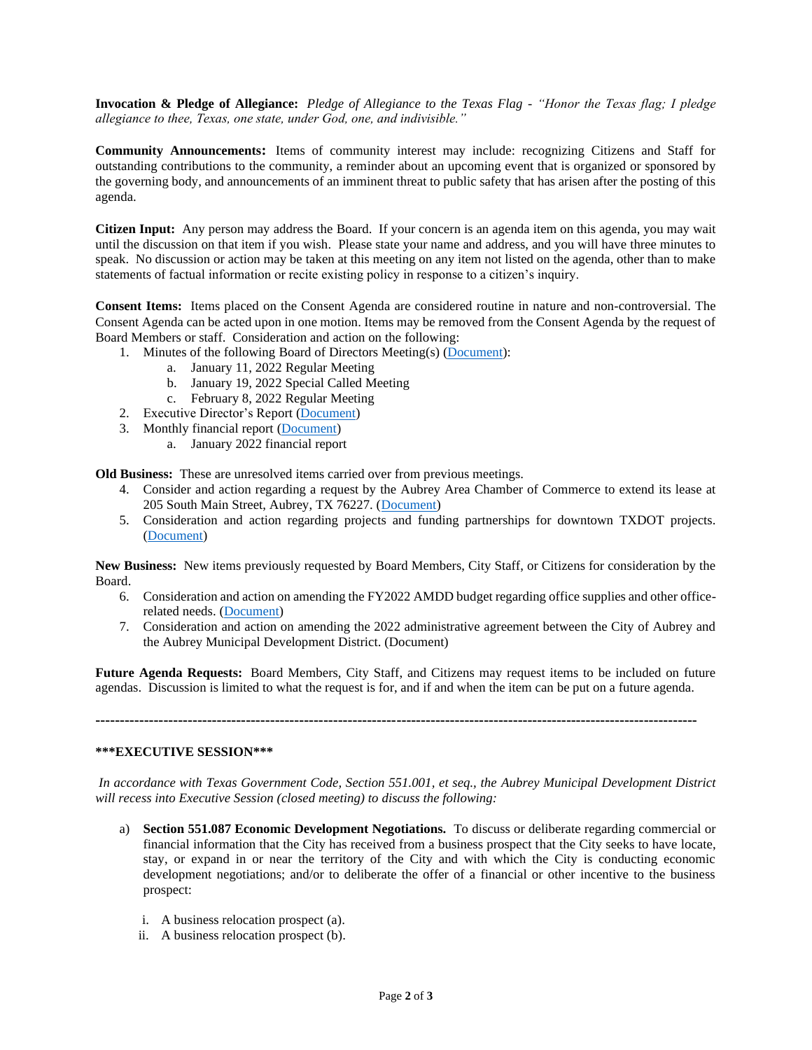**Invocation & Pledge of Allegiance:** *Pledge of Allegiance to the Texas Flag - "Honor the Texas flag; I pledge allegiance to thee, Texas, one state, under God, one, and indivisible."*

**Community Announcements:** Items of community interest may include: recognizing Citizens and Staff for outstanding contributions to the community, a reminder about an upcoming event that is organized or sponsored by the governing body, and announcements of an imminent threat to public safety that has arisen after the posting of this agenda.

**Citizen Input:** Any person may address the Board. If your concern is an agenda item on this agenda, you may wait until the discussion on that item if you wish. Please state your name and address, and you will have three minutes to speak. No discussion or action may be taken at this meeting on any item not listed on the agenda, other than to make statements of factual information or recite existing policy in response to a citizen's inquiry.

**Consent Items:** Items placed on the Consent Agenda are considered routine in nature and non-controversial. The Consent Agenda can be acted upon in one motion. Items may be removed from the Consent Agenda by the request of Board Members or staff. Consideration and action on the following:

1. Minutes of the following Board of Directors Meeting(s) (Document):
   a. January 11, 2022 Regular Meeting
   b. January 19, 2022 Special Called Meeting
   c. February 8, 2022 Regular Meeting
2. Executive Director's Report (Document)
3. Monthly financial report (Document)
   a. January 2022 financial report

**Old Business:** These are unresolved items carried over from previous meetings.

4. Consider and action regarding a request by the Aubrey Area Chamber of Commerce to extend its lease at 205 South Main Street, Aubrey, TX 76227. (Document)
5. Consideration and action regarding projects and funding partnerships for downtown TXDOT projects. (Document)

**New Business:** New items previously requested by Board Members, City Staff, or Citizens for consideration by the Board.

6. Consideration and action on amending the FY2022 AMDD budget regarding office supplies and other office-related needs. (Document)
7. Consideration and action on amending the 2022 administrative agreement between the City of Aubrey and the Aubrey Municipal Development District. (Document)

**Future Agenda Requests:** Board Members, City Staff, and Citizens may request items to be included on future agendas. Discussion is limited to what the request is for, and if and when the item can be put on a future agenda.

---

**\*\*\*EXECUTIVE SESSION\*\*\***

*In accordance with Texas Government Code, Section 551.001, et seq., the Aubrey Municipal Development District will recess into Executive Session (closed meeting) to discuss the following:*

a) **Section 551.087 Economic Development Negotiations.** To discuss or deliberate regarding commercial or financial information that the City has received from a business prospect that the City seeks to have locate, stay, or expand in or near the territory of the City and with which the City is conducting economic development negotiations; and/or to deliberate the offer of a financial or other incentive to the business prospect:

   i. A business relocation prospect (a).
   ii. A business relocation prospect (b).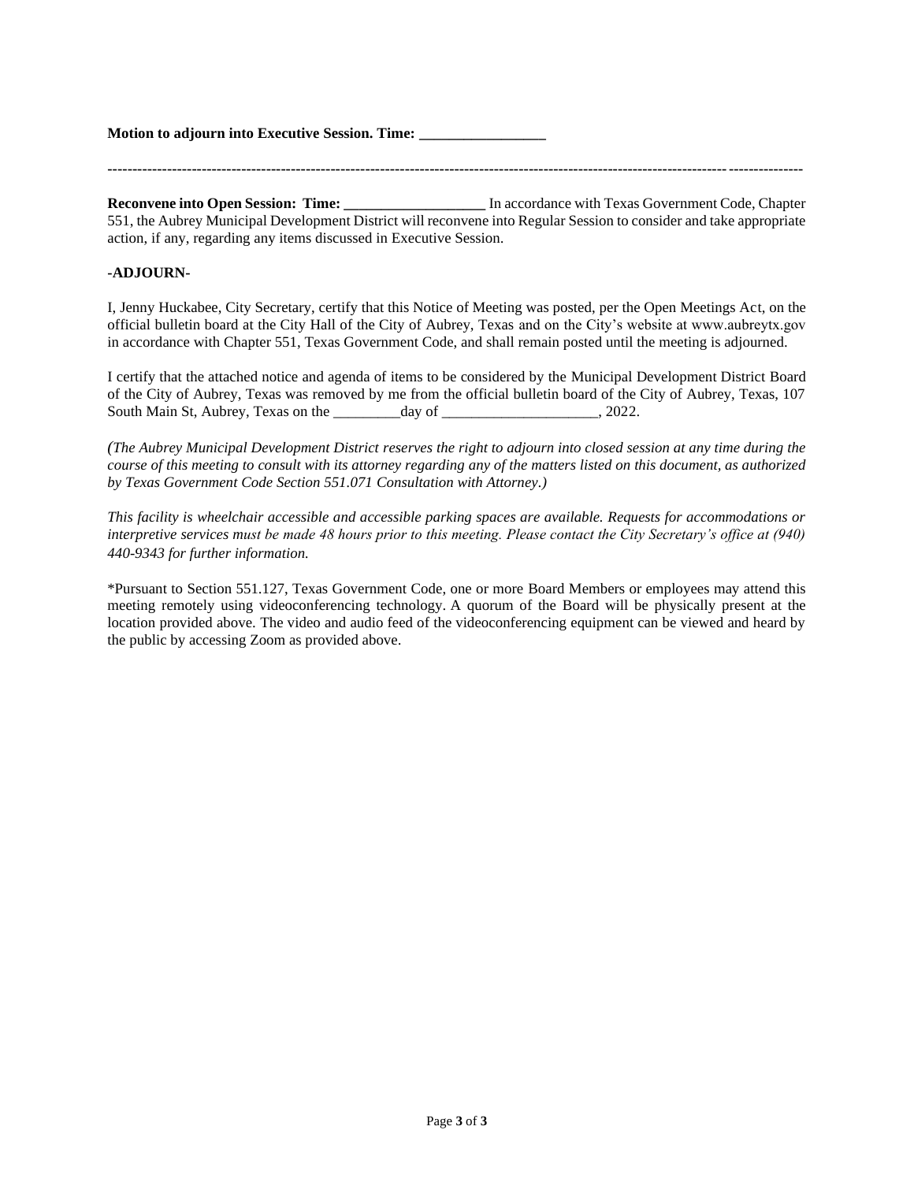**Motion to adjourn into Executive Session. Time: ________________**

---

**Reconvene into Open Session: Time: ___________________** In accordance with Texas Government Code, Chapter 551, the Aubrey Municipal Development District will reconvene into Regular Session to consider and take appropriate action, if any, regarding any items discussed in Executive Session.

**-ADJOURN-**

I, Jenny Huckabee, City Secretary, certify that this Notice of Meeting was posted, per the Open Meetings Act, on the official bulletin board at the City Hall of the City of Aubrey, Texas and on the City's website at www.aubreytx.gov in accordance with Chapter 551, Texas Government Code, and shall remain posted until the meeting is adjourned.

I certify that the attached notice and agenda of items to be considered by the Municipal Development District Board of the City of Aubrey, Texas was removed by me from the official bulletin board of the City of Aubrey, Texas, 107 South Main St, Aubrey, Texas on the _________day of ____________________, 2022.

*(The Aubrey Municipal Development District reserves the right to adjourn into closed session at any time during the course of this meeting to consult with its attorney regarding any of the matters listed on this document, as authorized by Texas Government Code Section 551.071 Consultation with Attorney.)*

*This facility is wheelchair accessible and accessible parking spaces are available. Requests for accommodations or interpretive services must be made 48 hours prior to this meeting. Please contact the City Secretary's office at (940) 440-9343 for further information.*

*Pursuant to Section 551.127, Texas Government Code, one or more Board Members or employees may attend this meeting remotely using videoconferencing technology. A quorum of the Board will be physically present at the location provided above. The video and audio feed of the videoconferencing equipment can be viewed and heard by the public by accessing Zoom as provided above.